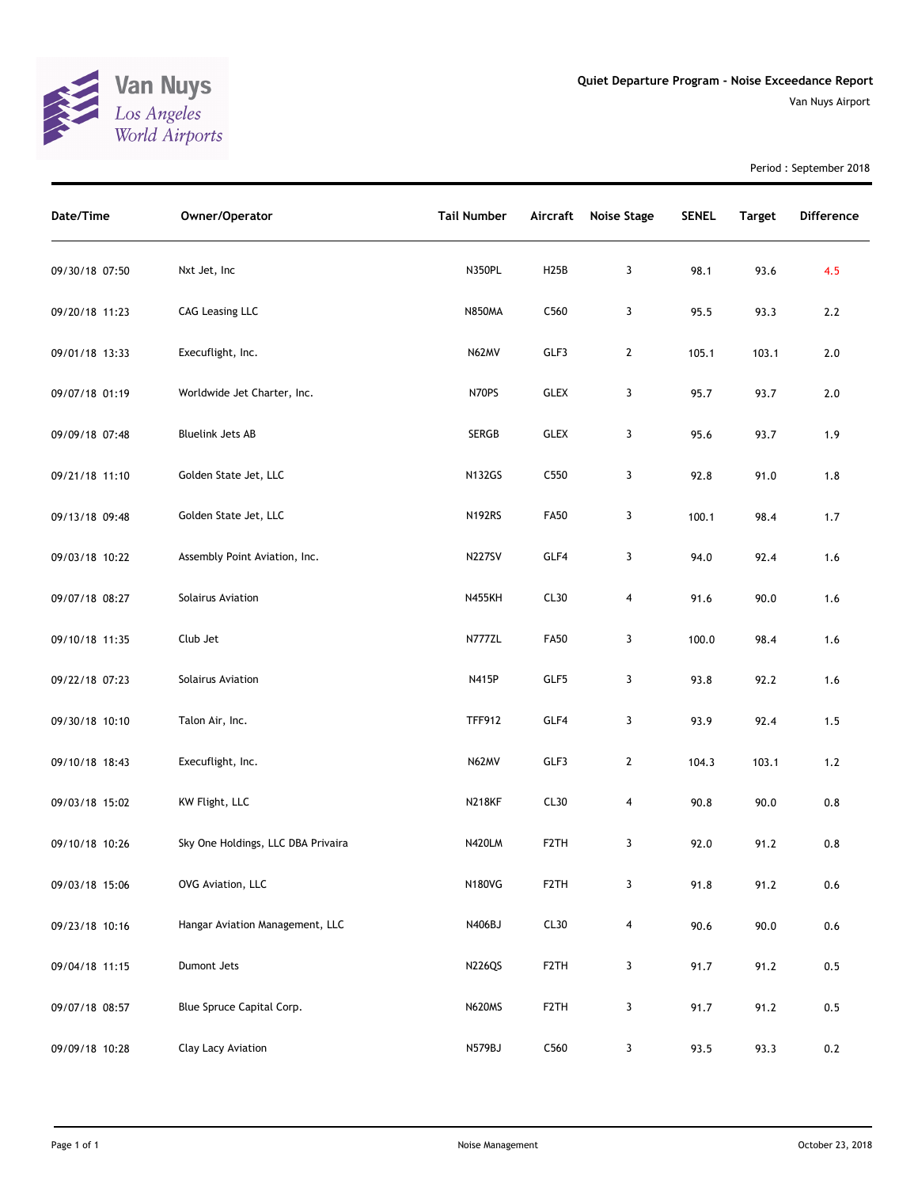Van Nuys
Los Angeles World Airports

## Quiet Departure Program - Noise Exceedance Report

Van Nuys Airport

Period : September 2018

| Date/Time | Owner/Operator | Tail Number | Aircraft | Noise Stage | SENEL | Target | Difference |
|---|---|---|---|---|---|---|---|
| 09/30/18 07:50 | Nxt Jet, Inc | N350PL | H25B | 3 | 98.1 | 93.6 | 4.5 |
| 09/20/18 11:23 | CAG Leasing LLC | N850MA | C560 | 3 | 95.5 | 93.3 | 2.2 |
| 09/01/18 13:33 | Execuflight, Inc. | N62MV | GLF3 | 2 | 105.1 | 103.1 | 2.0 |
| 09/07/18 01:19 | Worldwide Jet Charter, Inc. | N70PS | GLEX | 3 | 95.7 | 93.7 | 2.0 |
| 09/09/18 07:48 | Bluelink Jets AB | SERGB | GLEX | 3 | 95.6 | 93.7 | 1.9 |
| 09/21/18 11:10 | Golden State Jet, LLC | N132GS | C550 | 3 | 92.8 | 91.0 | 1.8 |
| 09/13/18 09:48 | Golden State Jet, LLC | N192RS | FA50 | 3 | 100.1 | 98.4 | 1.7 |
| 09/03/18 10:22 | Assembly Point Aviation, Inc. | N227SV | GLF4 | 3 | 94.0 | 92.4 | 1.6 |
| 09/07/18 08:27 | Solairus Aviation | N455KH | CL30 | 4 | 91.6 | 90.0 | 1.6 |
| 09/10/18 11:35 | Club Jet | N777ZL | FA50 | 3 | 100.0 | 98.4 | 1.6 |
| 09/22/18 07:23 | Solairus Aviation | N415P | GLF5 | 3 | 93.8 | 92.2 | 1.6 |
| 09/30/18 10:10 | Talon Air, Inc. | TFF912 | GLF4 | 3 | 93.9 | 92.4 | 1.5 |
| 09/10/18 18:43 | Execuflight, Inc. | N62MV | GLF3 | 2 | 104.3 | 103.1 | 1.2 |
| 09/03/18 15:02 | KW Flight, LLC | N218KF | CL30 | 4 | 90.8 | 90.0 | 0.8 |
| 09/10/18 10:26 | Sky One Holdings, LLC DBA Privaira | N420LM | F2TH | 3 | 92.0 | 91.2 | 0.8 |
| 09/03/18 15:06 | OVG Aviation, LLC | N180VG | F2TH | 3 | 91.8 | 91.2 | 0.6 |
| 09/23/18 10:16 | Hangar Aviation Management, LLC | N406BJ | CL30 | 4 | 90.6 | 90.0 | 0.6 |
| 09/04/18 11:15 | Dumont Jets | N226QS | F2TH | 3 | 91.7 | 91.2 | 0.5 |
| 09/07/18 08:57 | Blue Spruce Capital Corp. | N620MS | F2TH | 3 | 91.7 | 91.2 | 0.5 |
| 09/09/18 10:28 | Clay Lacy Aviation | N579BJ | C560 | 3 | 93.5 | 93.3 | 0.2 |

Noise Management

October 23, 2018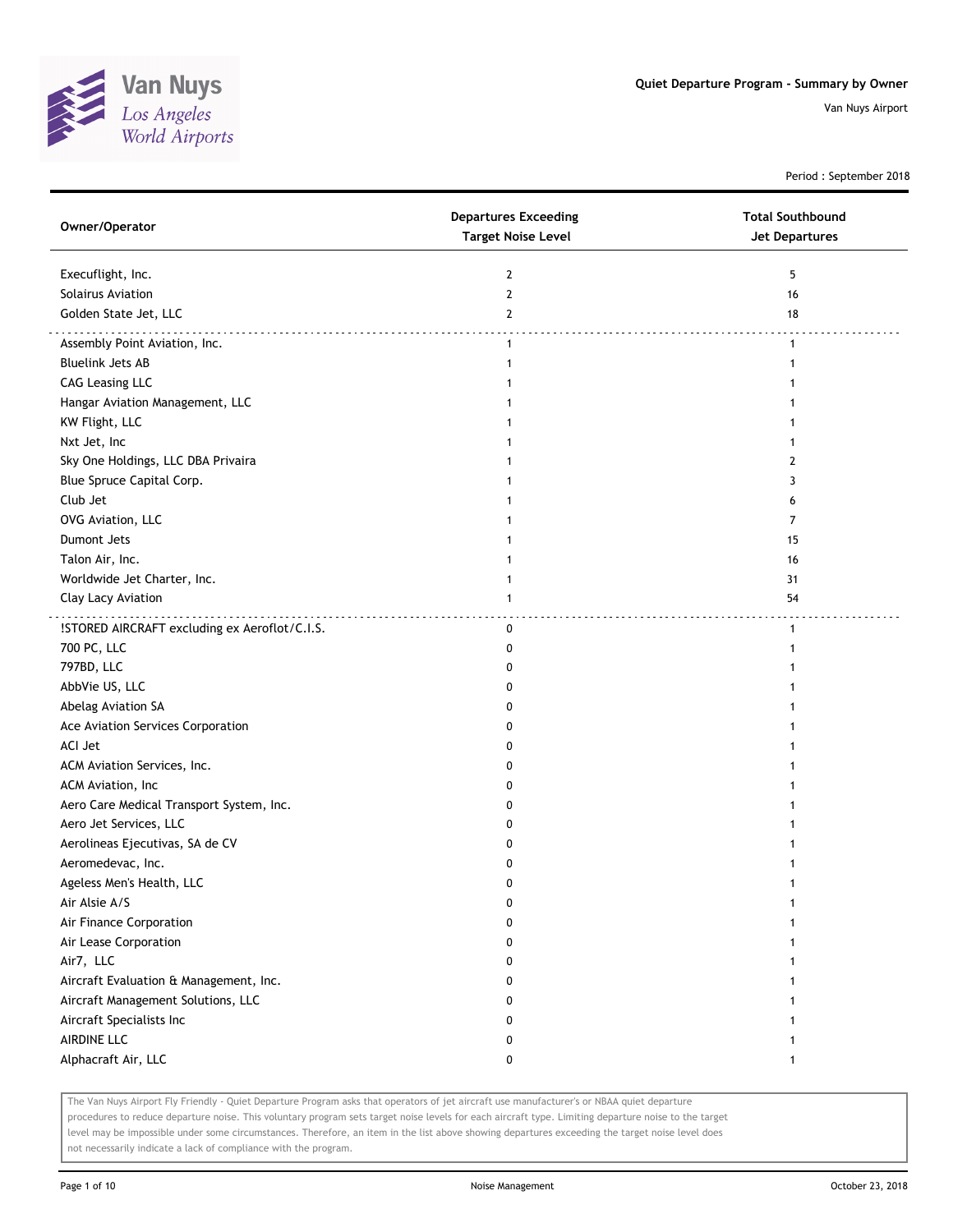# Quiet Departure Program - Summary by Owner

Van Nuys Airport

Period : September 2018

| Owner/Operator | Departures Exceeding Target Noise Level | Total Southbound Jet Departures |
|---|---|---|
| Execuflight, Inc. | 2 | 5 |
| Solairus Aviation | 2 | 16 |
| Golden State Jet, LLC | 2 | 18 |
| Assembly Point Aviation, Inc. | 1 | 1 |
| Bluelink Jets AB | 1 | 1 |
| CAG Leasing LLC | 1 | 1 |
| Hangar Aviation Management, LLC | 1 | 1 |
| KW Flight, LLC | 1 | 1 |
| Nxt Jet, Inc | 1 | 1 |
| Sky One Holdings, LLC DBA Privaira | 1 | 2 |
| Blue Spruce Capital Corp. | 1 | 3 |
| Club Jet | 1 | 6 |
| OVG Aviation, LLC | 1 | 7 |
| Dumont Jets | 1 | 15 |
| Talon Air, Inc. | 1 | 16 |
| Worldwide Jet Charter, Inc. | 1 | 31 |
| Clay Lacy Aviation | 1 | 54 |
| !STORED AIRCRAFT excluding ex Aeroflot/C.I.S. | 0 | 1 |
| 700 PC, LLC | 0 | 1 |
| 797BD, LLC | 0 | 1 |
| AbbVie US, LLC | 0 | 1 |
| Abelag Aviation SA | 0 | 1 |
| Ace Aviation Services Corporation | 0 | 1 |
| ACI Jet | 0 | 1 |
| ACM Aviation Services, Inc. | 0 | 1 |
| ACM Aviation, Inc | 0 | 1 |
| Aero Care Medical Transport System, Inc. | 0 | 1 |
| Aero Jet Services, LLC | 0 | 1 |
| Aerolineas Ejecutivas, SA de CV | 0 | 1 |
| Aeromedevac, Inc. | 0 | 1 |
| Ageless Men's Health, LLC | 0 | 1 |
| Air Alsie A/S | 0 | 1 |
| Air Finance Corporation | 0 | 1 |
| Air Lease Corporation | 0 | 1 |
| Air7, LLC | 0 | 1 |
| Aircraft Evaluation & Management, Inc. | 0 | 1 |
| Aircraft Management Solutions, LLC | 0 | 1 |
| Aircraft Specialists Inc | 0 | 1 |
| AIRDINE LLC | 0 | 1 |
| Alphacraft Air, LLC | 0 | 1 |

The Van Nuys Airport Fly Friendly - Quiet Departure Program asks that operators of jet aircraft use manufacturer's or NBAA quiet departure procedures to reduce departure noise. This voluntary program sets target noise levels for each aircraft type. Limiting departure noise to the target level may be impossible under some circumstances. Therefore, an item in the list above showing departures exceeding the target noise level does not necessarily indicate a lack of compliance with the program.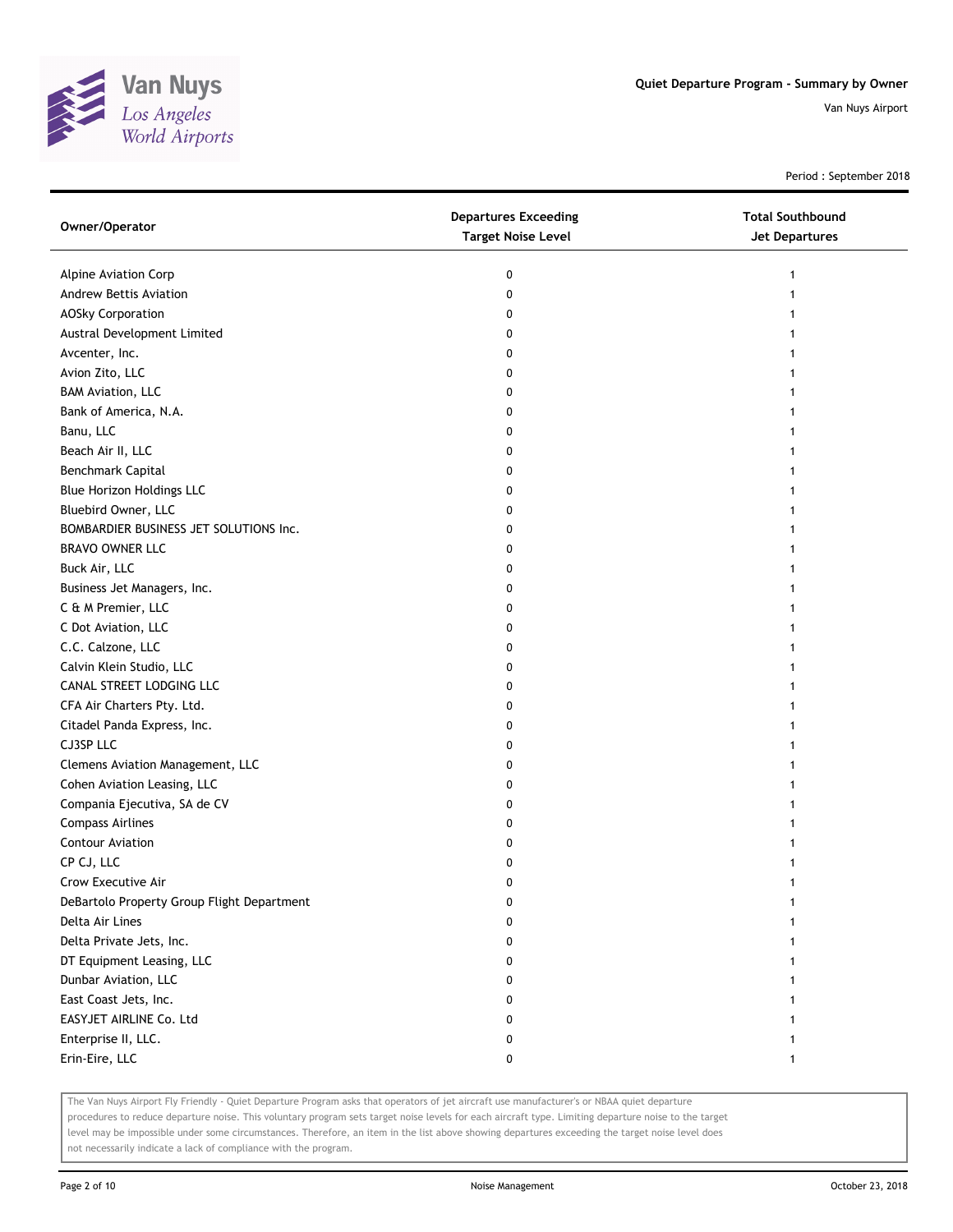# Quiet Departure Program - Summary by Owner

Van Nuys Airport

Period : September 2018

| Owner/Operator | Departures Exceeding Target Noise Level | Total Southbound Jet Departures |
|---|---|---|
| Alpine Aviation Corp | 0 | 1 |
| Andrew Bettis Aviation | 0 | 1 |
| AOSky Corporation | 0 | 1 |
| Austral Development Limited | 0 | 1 |
| Avcenter, Inc. | 0 | 1 |
| Avion Zito, LLC | 0 | 1 |
| BAM Aviation, LLC | 0 | 1 |
| Bank of America, N.A. | 0 | 1 |
| Banu, LLC | 0 | 1 |
| Beach Air II, LLC | 0 | 1 |
| Benchmark Capital | 0 | 1 |
| Blue Horizon Holdings LLC | 0 | 1 |
| Bluebird Owner, LLC | 0 | 1 |
| BOMBARDIER BUSINESS JET SOLUTIONS Inc. | 0 | 1 |
| BRAVO OWNER LLC | 0 | 1 |
| Buck Air, LLC | 0 | 1 |
| Business Jet Managers, Inc. | 0 | 1 |
| C & M Premier, LLC | 0 | 1 |
| C Dot Aviation, LLC | 0 | 1 |
| C.C. Calzone, LLC | 0 | 1 |
| Calvin Klein Studio, LLC | 0 | 1 |
| CANAL STREET LODGING LLC | 0 | 1 |
| CFA Air Charters Pty. Ltd. | 0 | 1 |
| Citadel Panda Express, Inc. | 0 | 1 |
| CJ3SP LLC | 0 | 1 |
| Clemens Aviation Management, LLC | 0 | 1 |
| Cohen Aviation Leasing, LLC | 0 | 1 |
| Compania Ejecutiva, SA de CV | 0 | 1 |
| Compass Airlines | 0 | 1 |
| Contour Aviation | 0 | 1 |
| CP CJ, LLC | 0 | 1 |
| Crow Executive Air | 0 | 1 |
| DeBartolo Property Group Flight Department | 0 | 1 |
| Delta Air Lines | 0 | 1 |
| Delta Private Jets, Inc. | 0 | 1 |
| DT Equipment Leasing, LLC | 0 | 1 |
| Dunbar Aviation, LLC | 0 | 1 |
| East Coast Jets, Inc. | 0 | 1 |
| EASYJET AIRLINE Co. Ltd | 0 | 1 |
| Enterprise II, LLC. | 0 | 1 |
| Erin-Eire, LLC | 0 | 1 |

The Van Nuys Airport Fly Friendly - Quiet Departure Program asks that operators of jet aircraft use manufacturer's or NBAA quiet departure procedures to reduce departure noise. This voluntary program sets target noise levels for each aircraft type. Limiting departure noise to the target level may be impossible under some circumstances. Therefore, an item in the list above showing departures exceeding the target noise level does not necessarily indicate a lack of compliance with the program.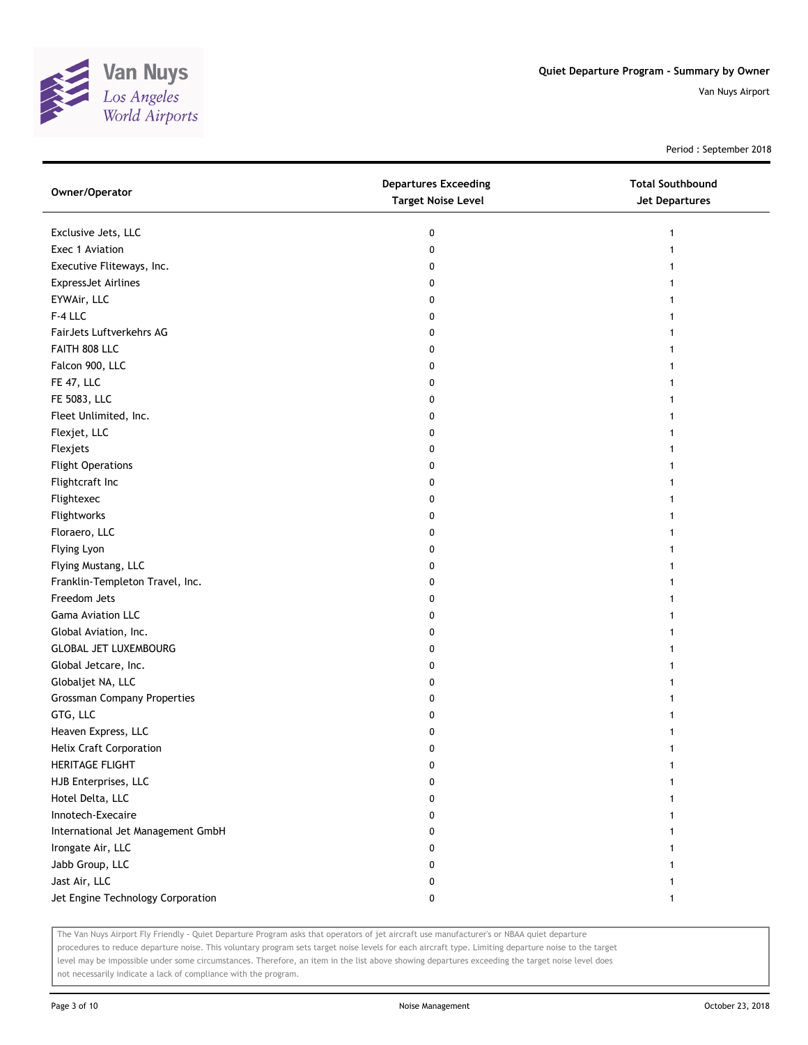Quiet Departure Program - Summary by Owner

Van Nuys Airport

Period : September 2018

| Owner/Operator | Departures Exceeding Target Noise Level | Total Southbound Jet Departures |
|---|---|---|
| Exclusive Jets, LLC | 0 | 1 |
| Exec 1 Aviation | 0 | 1 |
| Executive Fliteways, Inc. | 0 | 1 |
| ExpressJet Airlines | 0 | 1 |
| EYWAir, LLC | 0 | 1 |
| F-4 LLC | 0 | 1 |
| FairJets Luftverkehrs AG | 0 | 1 |
| FAITH 808 LLC | 0 | 1 |
| Falcon 900, LLC | 0 | 1 |
| FE 47, LLC | 0 | 1 |
| FE 5083, LLC | 0 | 1 |
| Fleet Unlimited, Inc. | 0 | 1 |
| Flexjet, LLC | 0 | 1 |
| Flexjets | 0 | 1 |
| Flight Operations | 0 | 1 |
| Flightcraft Inc | 0 | 1 |
| Flightexec | 0 | 1 |
| Flightworks | 0 | 1 |
| Floraero, LLC | 0 | 1 |
| Flying Lyon | 0 | 1 |
| Flying Mustang, LLC | 0 | 1 |
| Franklin-Templeton Travel, Inc. | 0 | 1 |
| Freedom Jets | 0 | 1 |
| Gama Aviation LLC | 0 | 1 |
| Global Aviation, Inc. | 0 | 1 |
| GLOBAL JET LUXEMBOURG | 0 | 1 |
| Global Jetcare, Inc. | 0 | 1 |
| Globaljet NA, LLC | 0 | 1 |
| Grossman Company Properties | 0 | 1 |
| GTG, LLC | 0 | 1 |
| Heaven Express, LLC | 0 | 1 |
| Helix Craft Corporation | 0 | 1 |
| HERITAGE FLIGHT | 0 | 1 |
| HJB Enterprises, LLC | 0 | 1 |
| Hotel Delta, LLC | 0 | 1 |
| Innotech-Execaire | 0 | 1 |
| International Jet Management GmbH | 0 | 1 |
| Irongate Air, LLC | 0 | 1 |
| Jabb Group, LLC | 0 | 1 |
| Jast Air, LLC | 0 | 1 |
| Jet Engine Technology Corporation | 0 | 1 |

The Van Nuys Airport Fly Friendly - Quiet Departure Program asks that operators of jet aircraft use manufacturer's or NBAA quiet departure procedures to reduce departure noise. This voluntary program sets target noise levels for each aircraft type. Limiting departure noise to the target level may be impossible under some circumstances. Therefore, an item in the list above showing departures exceeding the target noise level does not necessarily indicate a lack of compliance with the program.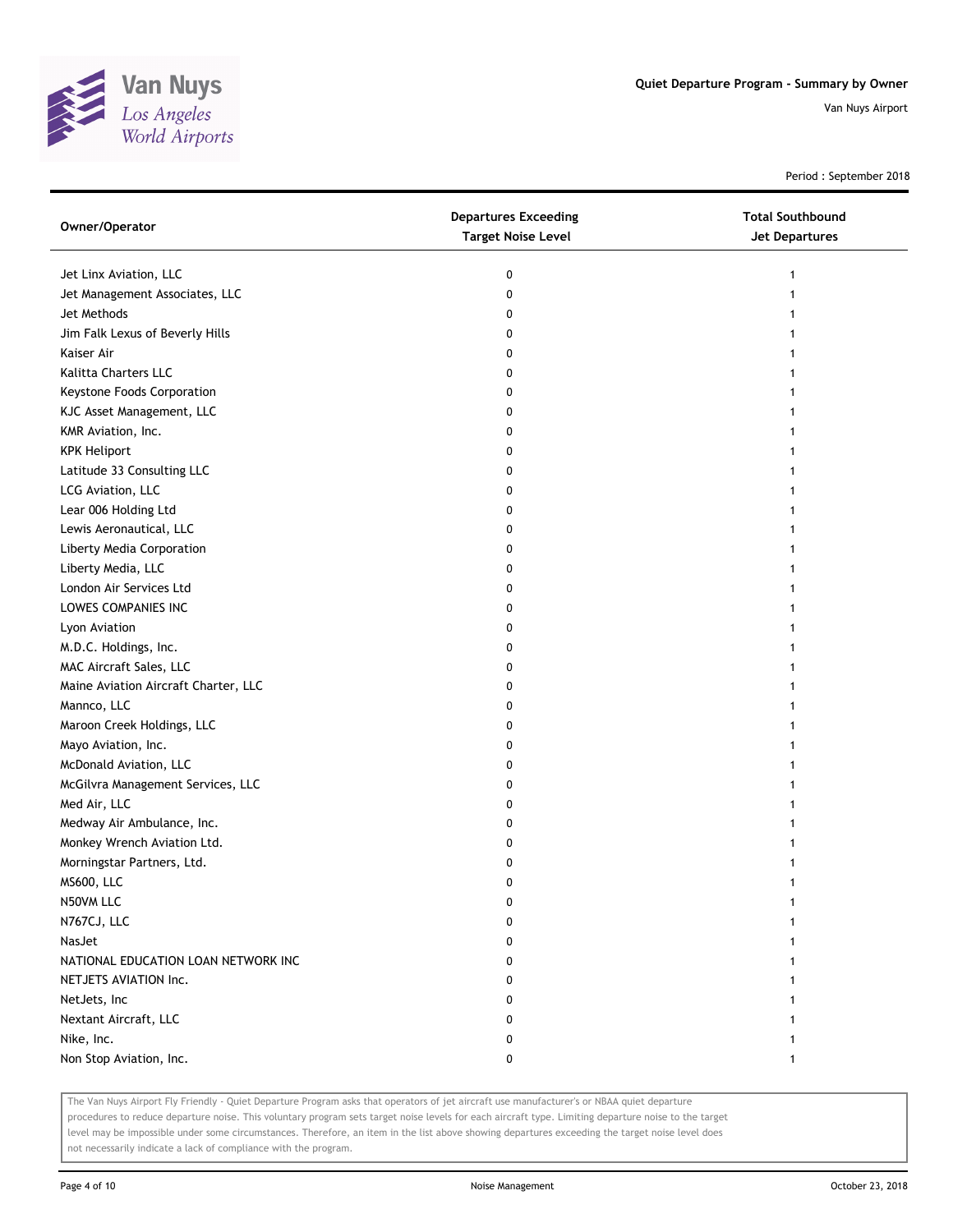# Quiet Departure Program - Summary by Owner

Van Nuys Airport

Period : September 2018

| Owner/Operator | Departures Exceeding Target Noise Level | Total Southbound Jet Departures |
|---|---|---|
| Jet Linx Aviation, LLC | 0 | 1 |
| Jet Management Associates, LLC | 0 | 1 |
| Jet Methods | 0 | 1 |
| Jim Falk Lexus of Beverly Hills | 0 | 1 |
| Kaiser Air | 0 | 1 |
| Kalitta Charters LLC | 0 | 1 |
| Keystone Foods Corporation | 0 | 1 |
| KJC Asset Management, LLC | 0 | 1 |
| KMR Aviation, Inc. | 0 | 1 |
| KPK Heliport | 0 | 1 |
| Latitude 33 Consulting LLC | 0 | 1 |
| LCG Aviation, LLC | 0 | 1 |
| Lear 006 Holding Ltd | 0 | 1 |
| Lewis Aeronautical, LLC | 0 | 1 |
| Liberty Media Corporation | 0 | 1 |
| Liberty Media, LLC | 0 | 1 |
| London Air Services Ltd | 0 | 1 |
| LOWES COMPANIES INC | 0 | 1 |
| Lyon Aviation | 0 | 1 |
| M.D.C. Holdings, Inc. | 0 | 1 |
| MAC Aircraft Sales, LLC | 0 | 1 |
| Maine Aviation Aircraft Charter, LLC | 0 | 1 |
| Mannco, LLC | 0 | 1 |
| Maroon Creek Holdings, LLC | 0 | 1 |
| Mayo Aviation, Inc. | 0 | 1 |
| McDonald Aviation, LLC | 0 | 1 |
| McGilvra Management Services, LLC | 0 | 1 |
| Med Air, LLC | 0 | 1 |
| Medway Air Ambulance, Inc. | 0 | 1 |
| Monkey Wrench Aviation Ltd. | 0 | 1 |
| Morningstar Partners, Ltd. | 0 | 1 |
| MS600, LLC | 0 | 1 |
| N50VM LLC | 0 | 1 |
| N767CJ, LLC | 0 | 1 |
| NasJet | 0 | 1 |
| NATIONAL EDUCATION LOAN NETWORK INC | 0 | 1 |
| NETJETS AVIATION Inc. | 0 | 1 |
| NetJets, Inc | 0 | 1 |
| Nextant Aircraft, LLC | 0 | 1 |
| Nike, Inc. | 0 | 1 |
| Non Stop Aviation, Inc. | 0 | 1 |

The Van Nuys Airport Fly Friendly - Quiet Departure Program asks that operators of jet aircraft use manufacturer's or NBAA quiet departure procedures to reduce departure noise. This voluntary program sets target noise levels for each aircraft type. Limiting departure noise to the target level may be impossible under some circumstances. Therefore, an item in the list above showing departures exceeding the target noise level does not necessarily indicate a lack of compliance with the program.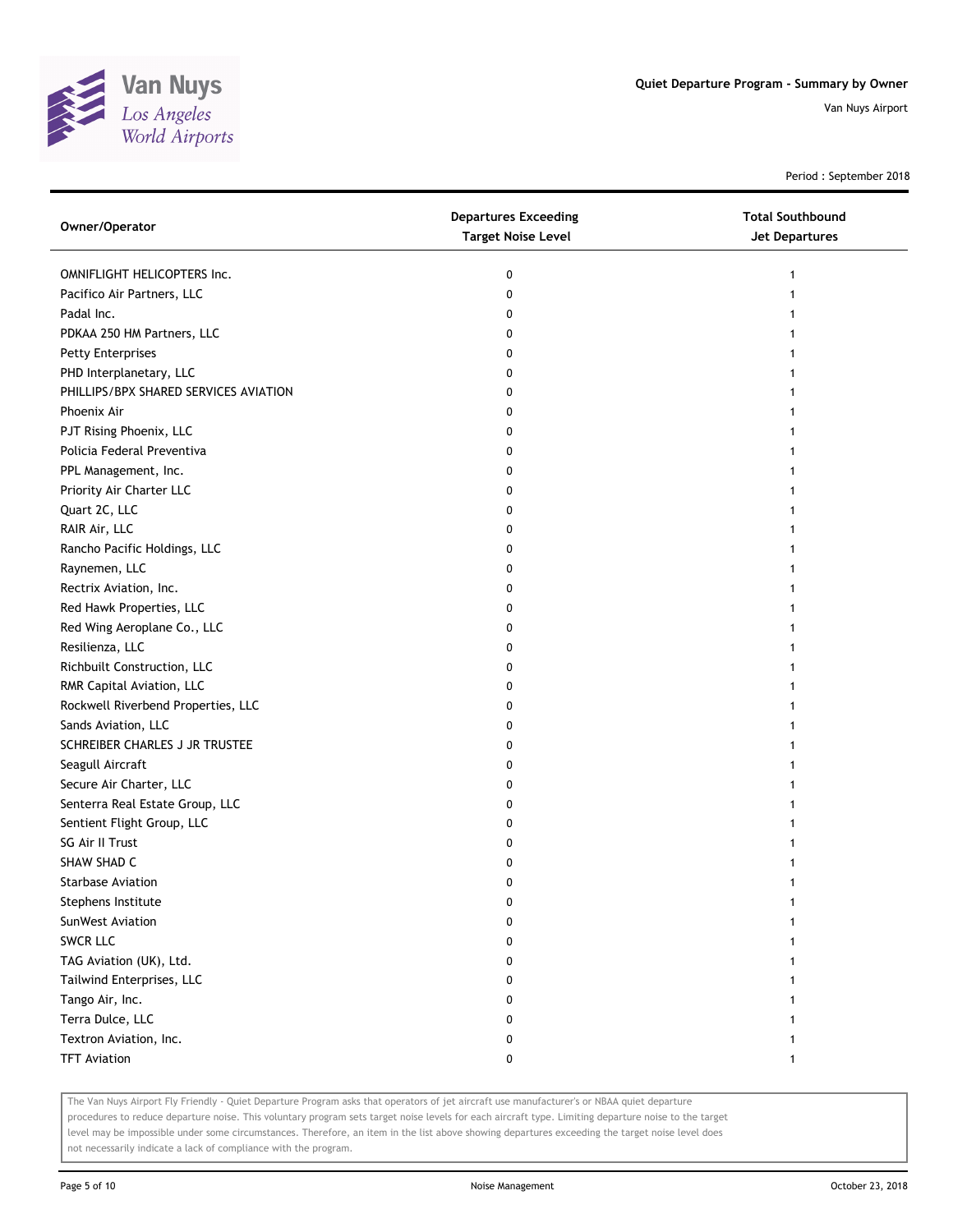# Quiet Departure Program - Summary by Owner

Van Nuys Airport

Period : September 2018

| Owner/Operator | Departures Exceeding Target Noise Level | Total Southbound Jet Departures |
|---|---|---|
| OMNIFLIGHT HELICOPTERS Inc. | 0 | 1 |
| Pacifico Air Partners, LLC | 0 | 1 |
| Padal Inc. | 0 | 1 |
| PDKAA 250 HM Partners, LLC | 0 | 1 |
| Petty Enterprises | 0 | 1 |
| PHD Interplanetary, LLC | 0 | 1 |
| PHILLIPS/BPX SHARED SERVICES AVIATION | 0 | 1 |
| Phoenix Air | 0 | 1 |
| PJT Rising Phoenix, LLC | 0 | 1 |
| Policia Federal Preventiva | 0 | 1 |
| PPL Management, Inc. | 0 | 1 |
| Priority Air Charter LLC | 0 | 1 |
| Quart 2C, LLC | 0 | 1 |
| RAIR Air, LLC | 0 | 1 |
| Rancho Pacific Holdings, LLC | 0 | 1 |
| Raynemen, LLC | 0 | 1 |
| Rectrix Aviation, Inc. | 0 | 1 |
| Red Hawk Properties, LLC | 0 | 1 |
| Red Wing Aeroplane Co., LLC | 0 | 1 |
| Resilienza, LLC | 0 | 1 |
| Richbuilt Construction, LLC | 0 | 1 |
| RMR Capital Aviation, LLC | 0 | 1 |
| Rockwell Riverbend Properties, LLC | 0 | 1 |
| Sands Aviation, LLC | 0 | 1 |
| SCHREIBER CHARLES J JR TRUSTEE | 0 | 1 |
| Seagull Aircraft | 0 | 1 |
| Secure Air Charter, LLC | 0 | 1 |
| Senterra Real Estate Group, LLC | 0 | 1 |
| Sentient Flight Group, LLC | 0 | 1 |
| SG Air II Trust | 0 | 1 |
| SHAW SHAD C | 0 | 1 |
| Starbase Aviation | 0 | 1 |
| Stephens Institute | 0 | 1 |
| SunWest Aviation | 0 | 1 |
| SWCR LLC | 0 | 1 |
| TAG Aviation (UK), Ltd. | 0 | 1 |
| Tailwind Enterprises, LLC | 0 | 1 |
| Tango Air, Inc. | 0 | 1 |
| Terra Dulce, LLC | 0 | 1 |
| Textron Aviation, Inc. | 0 | 1 |
| TFT Aviation | 0 | 1 |

The Van Nuys Airport Fly Friendly - Quiet Departure Program asks that operators of jet aircraft use manufacturer's or NBAA quiet departure procedures to reduce departure noise. This voluntary program sets target noise levels for each aircraft type. Limiting departure noise to the target level may be impossible under some circumstances. Therefore, an item in the list above showing departures exceeding the target noise level does not necessarily indicate a lack of compliance with the program.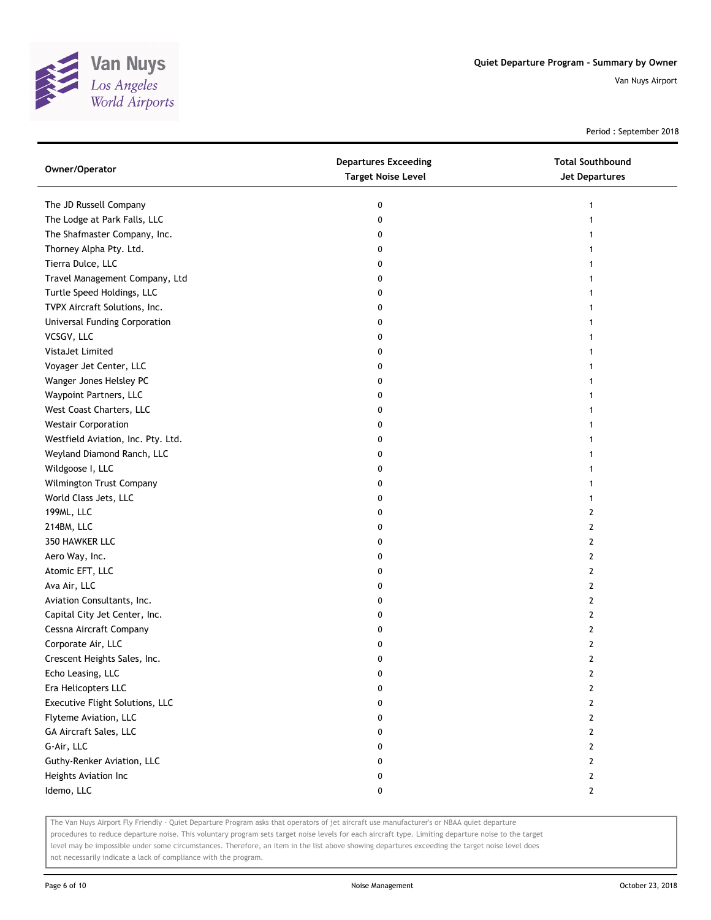# Quiet Departure Program - Summary by Owner

Van Nuys Airport

Period : September 2018

| Owner/Operator | Departures Exceeding Target Noise Level | Total Southbound Jet Departures |
|---|---|---|
| The JD Russell Company | 0 | 1 |
| The Lodge at Park Falls, LLC | 0 | 1 |
| The Shafmaster Company, Inc. | 0 | 1 |
| Thorney Alpha Pty. Ltd. | 0 | 1 |
| Tierra Dulce, LLC | 0 | 1 |
| Travel Management Company, Ltd | 0 | 1 |
| Turtle Speed Holdings, LLC | 0 | 1 |
| TVPX Aircraft Solutions, Inc. | 0 | 1 |
| Universal Funding Corporation | 0 | 1 |
| VCSGV, LLC | 0 | 1 |
| VistaJet Limited | 0 | 1 |
| Voyager Jet Center, LLC | 0 | 1 |
| Wanger Jones Helsley PC | 0 | 1 |
| Waypoint Partners, LLC | 0 | 1 |
| West Coast Charters, LLC | 0 | 1 |
| Westair Corporation | 0 | 1 |
| Westfield Aviation, Inc. Pty. Ltd. | 0 | 1 |
| Weyland Diamond Ranch, LLC | 0 | 1 |
| Wildgoose I, LLC | 0 | 1 |
| Wilmington Trust Company | 0 | 1 |
| World Class Jets, LLC | 0 | 1 |
| 199ML, LLC | 0 | 2 |
| 214BM, LLC | 0 | 2 |
| 350 HAWKER LLC | 0 | 2 |
| Aero Way, Inc. | 0 | 2 |
| Atomic EFT, LLC | 0 | 2 |
| Ava Air, LLC | 0 | 2 |
| Aviation Consultants, Inc. | 0 | 2 |
| Capital City Jet Center, Inc. | 0 | 2 |
| Cessna Aircraft Company | 0 | 2 |
| Corporate Air, LLC | 0 | 2 |
| Crescent Heights Sales, Inc. | 0 | 2 |
| Echo Leasing, LLC | 0 | 2 |
| Era Helicopters LLC | 0 | 2 |
| Executive Flight Solutions, LLC | 0 | 2 |
| Flyteme Aviation, LLC | 0 | 2 |
| GA Aircraft Sales, LLC | 0 | 2 |
| G-Air, LLC | 0 | 2 |
| Guthy-Renker Aviation, LLC | 0 | 2 |
| Heights Aviation Inc | 0 | 2 |
| Idemo, LLC | 0 | 2 |

The Van Nuys Airport Fly Friendly - Quiet Departure Program asks that operators of jet aircraft use manufacturer's or NBAA quiet departure procedures to reduce departure noise. This voluntary program sets target noise levels for each aircraft type. Limiting departure noise to the target level may be impossible under some circumstances. Therefore, an item in the list above showing departures exceeding the target noise level does not necessarily indicate a lack of compliance with the program.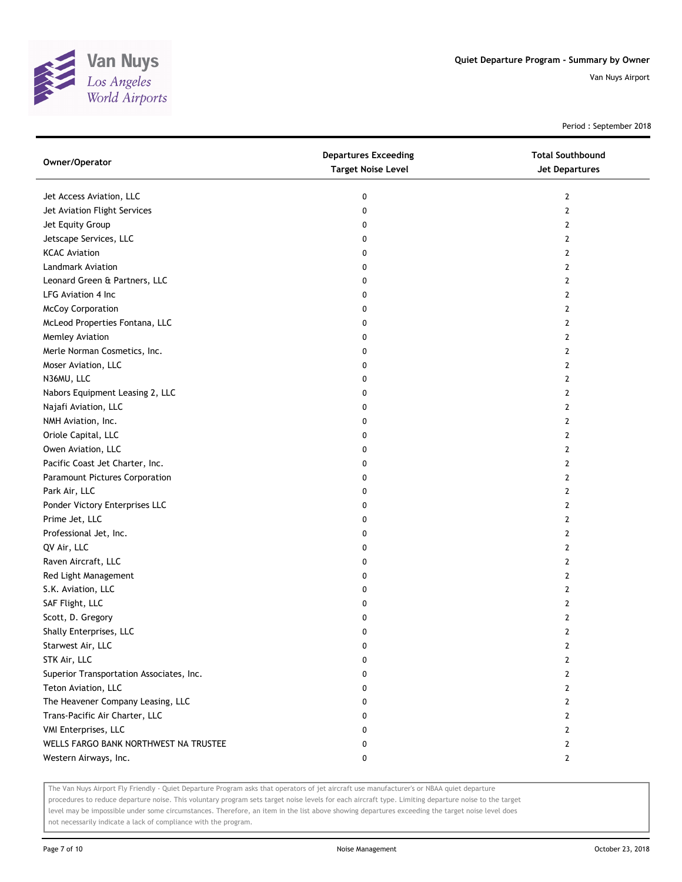# Quiet Departure Program - Summary by Owner

Van Nuys Airport

Period : September 2018

| Owner/Operator | Departures Exceeding Target Noise Level | Total Southbound Jet Departures |
|---|---|---|
| Jet Access Aviation, LLC | 0 | 2 |
| Jet Aviation Flight Services | 0 | 2 |
| Jet Equity Group | 0 | 2 |
| Jetscape Services, LLC | 0 | 2 |
| KCAC Aviation | 0 | 2 |
| Landmark Aviation | 0 | 2 |
| Leonard Green & Partners, LLC | 0 | 2 |
| LFG Aviation 4 Inc | 0 | 2 |
| McCoy Corporation | 0 | 2 |
| McLeod Properties Fontana, LLC | 0 | 2 |
| Memley Aviation | 0 | 2 |
| Merle Norman Cosmetics, Inc. | 0 | 2 |
| Moser Aviation, LLC | 0 | 2 |
| N36MU, LLC | 0 | 2 |
| Nabors Equipment Leasing 2, LLC | 0 | 2 |
| Najafi Aviation, LLC | 0 | 2 |
| NMH Aviation, Inc. | 0 | 2 |
| Oriole Capital, LLC | 0 | 2 |
| Owen Aviation, LLC | 0 | 2 |
| Pacific Coast Jet Charter, Inc. | 0 | 2 |
| Paramount Pictures Corporation | 0 | 2 |
| Park Air, LLC | 0 | 2 |
| Ponder Victory Enterprises LLC | 0 | 2 |
| Prime Jet, LLC | 0 | 2 |
| Professional Jet, Inc. | 0 | 2 |
| QV Air, LLC | 0 | 2 |
| Raven Aircraft, LLC | 0 | 2 |
| Red Light Management | 0 | 2 |
| S.K. Aviation, LLC | 0 | 2 |
| SAF Flight, LLC | 0 | 2 |
| Scott, D. Gregory | 0 | 2 |
| Shally Enterprises, LLC | 0 | 2 |
| Starwest Air, LLC | 0 | 2 |
| STK Air, LLC | 0 | 2 |
| Superior Transportation Associates, Inc. | 0 | 2 |
| Teton Aviation, LLC | 0 | 2 |
| The Heavener Company Leasing, LLC | 0 | 2 |
| Trans-Pacific Air Charter, LLC | 0 | 2 |
| VMI Enterprises, LLC | 0 | 2 |
| WELLS FARGO BANK NORTHWEST NA TRUSTEE | 0 | 2 |
| Western Airways, Inc. | 0 | 2 |

The Van Nuys Airport Fly Friendly - Quiet Departure Program asks that operators of jet aircraft use manufacturer's or NBAA quiet departure procedures to reduce departure noise. This voluntary program sets target noise levels for each aircraft type. Limiting departure noise to the target level may be impossible under some circumstances. Therefore, an item in the list above showing departures exceeding the target noise level does not necessarily indicate a lack of compliance with the program.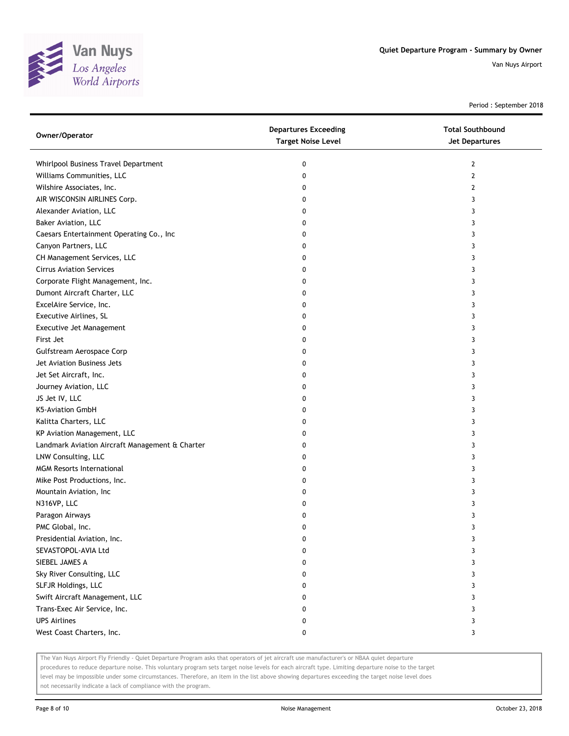Period : September 2018

| Owner/Operator | Departures Exceeding Target Noise Level | Total Southbound Jet Departures |
|---|---|---|
| Whirlpool Business Travel Department | 0 | 2 |
| Williams Communities, LLC | 0 | 2 |
| Wilshire Associates, Inc. | 0 | 2 |
| AIR WISCONSIN AIRLINES Corp. | 0 | 3 |
| Alexander Aviation, LLC | 0 | 3 |
| Baker Aviation, LLC | 0 | 3 |
| Caesars Entertainment Operating Co., Inc | 0 | 3 |
| Canyon Partners, LLC | 0 | 3 |
| CH Management Services, LLC | 0 | 3 |
| Cirrus Aviation Services | 0 | 3 |
| Corporate Flight Management, Inc. | 0 | 3 |
| Dumont Aircraft Charter, LLC | 0 | 3 |
| ExcelAire Service, Inc. | 0 | 3 |
| Executive Airlines, SL | 0 | 3 |
| Executive Jet Management | 0 | 3 |
| First Jet | 0 | 3 |
| Gulfstream Aerospace Corp | 0 | 3 |
| Jet Aviation Business Jets | 0 | 3 |
| Jet Set Aircraft, Inc. | 0 | 3 |
| Journey Aviation, LLC | 0 | 3 |
| JS Jet IV, LLC | 0 | 3 |
| K5-Aviation GmbH | 0 | 3 |
| Kalitta Charters, LLC | 0 | 3 |
| KP Aviation Management, LLC | 0 | 3 |
| Landmark Aviation Aircraft Management & Charter | 0 | 3 |
| LNW Consulting, LLC | 0 | 3 |
| MGM Resorts International | 0 | 3 |
| Mike Post Productions, Inc. | 0 | 3 |
| Mountain Aviation, Inc | 0 | 3 |
| N316VP, LLC | 0 | 3 |
| Paragon Airways | 0 | 3 |
| PMC Global, Inc. | 0 | 3 |
| Presidential Aviation, Inc. | 0 | 3 |
| SEVASTOPOL-AVIA Ltd | 0 | 3 |
| SIEBEL JAMES A | 0 | 3 |
| Sky River Consulting, LLC | 0 | 3 |
| SLFJR Holdings, LLC | 0 | 3 |
| Swift Aircraft Management, LLC | 0 | 3 |
| Trans-Exec Air Service, Inc. | 0 | 3 |
| UPS Airlines | 0 | 3 |
| West Coast Charters, Inc. | 0 | 3 |

The Van Nuys Airport Fly Friendly - Quiet Departure Program asks that operators of jet aircraft use manufacturer's or NBAA quiet departure procedures to reduce departure noise. This voluntary program sets target noise levels for each aircraft type. Limiting departure noise to the target level may be impossible under some circumstances. Therefore, an item in the list above showing departures exceeding the target noise level does not necessarily indicate a lack of compliance with the program.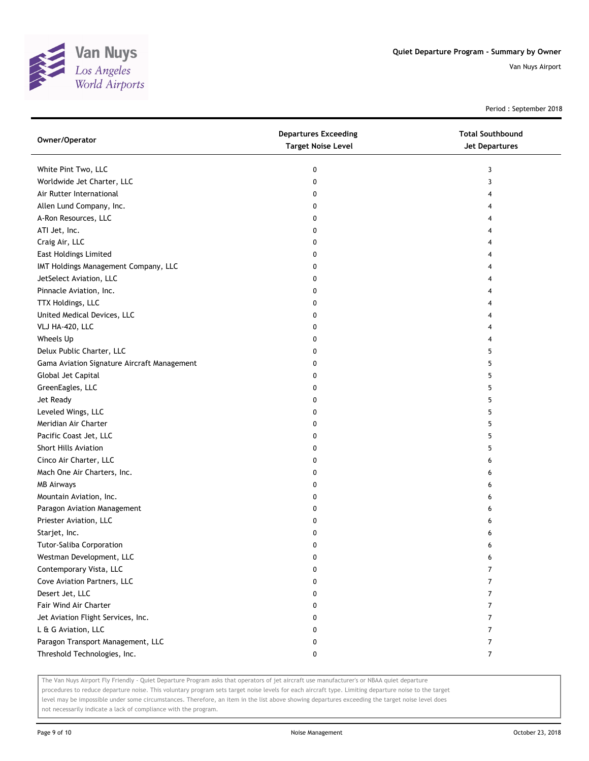# Quiet Departure Program - Summary by Owner

Van Nuys Airport

Period : September 2018

| Owner/Operator | Departures Exceeding Target Noise Level | Total Southbound Jet Departures |
|---|---|---|
| White Pint Two, LLC | 0 | 3 |
| Worldwide Jet Charter, LLC | 0 | 3 |
| Air Rutter International | 0 | 4 |
| Allen Lund Company, Inc. | 0 | 4 |
| A-Ron Resources, LLC | 0 | 4 |
| ATI Jet, Inc. | 0 | 4 |
| Craig Air, LLC | 0 | 4 |
| East Holdings Limited | 0 | 4 |
| IMT Holdings Management Company, LLC | 0 | 4 |
| JetSelect Aviation, LLC | 0 | 4 |
| Pinnacle Aviation, Inc. | 0 | 4 |
| TTX Holdings, LLC | 0 | 4 |
| United Medical Devices, LLC | 0 | 4 |
| VLJ HA-420, LLC | 0 | 4 |
| Wheels Up | 0 | 4 |
| Delux Public Charter, LLC | 0 | 5 |
| Gama Aviation Signature Aircraft Management | 0 | 5 |
| Global Jet Capital | 0 | 5 |
| GreenEagles, LLC | 0 | 5 |
| Jet Ready | 0 | 5 |
| Leveled Wings, LLC | 0 | 5 |
| Meridian Air Charter | 0 | 5 |
| Pacific Coast Jet, LLC | 0 | 5 |
| Short Hills Aviation | 0 | 5 |
| Cinco Air Charter, LLC | 0 | 6 |
| Mach One Air Charters, Inc. | 0 | 6 |
| MB Airways | 0 | 6 |
| Mountain Aviation, Inc. | 0 | 6 |
| Paragon Aviation Management | 0 | 6 |
| Priester Aviation, LLC | 0 | 6 |
| Starjet, Inc. | 0 | 6 |
| Tutor-Saliba Corporation | 0 | 6 |
| Westman Development, LLC | 0 | 6 |
| Contemporary Vista, LLC | 0 | 7 |
| Cove Aviation Partners, LLC | 0 | 7 |
| Desert Jet, LLC | 0 | 7 |
| Fair Wind Air Charter | 0 | 7 |
| Jet Aviation Flight Services, Inc. | 0 | 7 |
| L & G Aviation, LLC | 0 | 7 |
| Paragon Transport Management, LLC | 0 | 7 |
| Threshold Technologies, Inc. | 0 | 7 |

The Van Nuys Airport Fly Friendly - Quiet Departure Program asks that operators of jet aircraft use manufacturer's or NBAA quiet departure procedures to reduce departure noise. This voluntary program sets target noise levels for each aircraft type. Limiting departure noise to the target level may be impossible under some circumstances. Therefore, an item in the list above showing departures exceeding the target noise level does not necessarily indicate a lack of compliance with the program.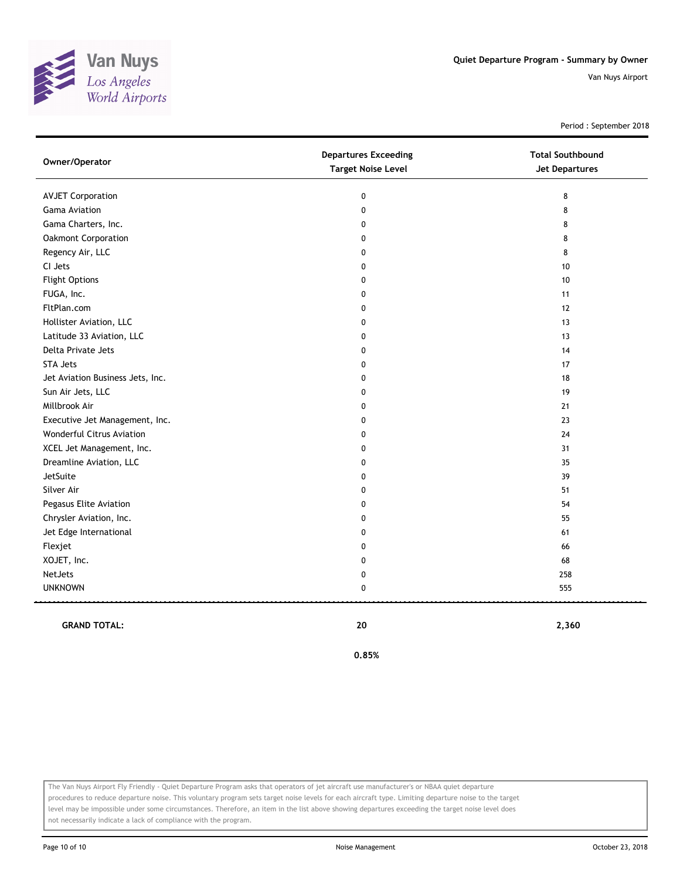**Quiet Departure Program - Summary by Owner**

Van Nuys Airport

Period : September 2018

| Owner/Operator | Departures Exceeding Target Noise Level | Total Southbound Jet Departures |
|---|---|---|
| AVJET Corporation | 0 | 8 |
| Gama Aviation | 0 | 8 |
| Gama Charters, Inc. | 0 | 8 |
| Oakmont Corporation | 0 | 8 |
| Regency Air, LLC | 0 | 8 |
| CI Jets | 0 | 10 |
| Flight Options | 0 | 10 |
| FUGA, Inc. | 0 | 11 |
| FltPlan.com | 0 | 12 |
| Hollister Aviation, LLC | 0 | 13 |
| Latitude 33 Aviation, LLC | 0 | 13 |
| Delta Private Jets | 0 | 14 |
| STA Jets | 0 | 17 |
| Jet Aviation Business Jets, Inc. | 0 | 18 |
| Sun Air Jets, LLC | 0 | 19 |
| Millbrook Air | 0 | 21 |
| Executive Jet Management, Inc. | 0 | 23 |
| Wonderful Citrus Aviation | 0 | 24 |
| XCEL Jet Management, Inc. | 0 | 31 |
| Dreamline Aviation, LLC | 0 | 35 |
| JetSuite | 0 | 39 |
| Silver Air | 0 | 51 |
| Pegasus Elite Aviation | 0 | 54 |
| Chrysler Aviation, Inc. | 0 | 55 |
| Jet Edge International | 0 | 61 |
| Flexjet | 0 | 66 |
| XOJET, Inc. | 0 | 68 |
| NetJets | 0 | 258 |
| UNKNOWN | 0 | 555 |
| **GRAND TOTAL:** | **20** | **2,360** |
| | **0.85%** | |

The Van Nuys Airport Fly Friendly - Quiet Departure Program asks that operators of jet aircraft use manufacturer's or NBAA quiet departure procedures to reduce departure noise. This voluntary program sets target noise levels for each aircraft type. Limiting departure noise to the target level may be impossible under some circumstances. Therefore, an item in the list above showing departures exceeding the target noise level does not necessarily indicate a lack of compliance with the program.